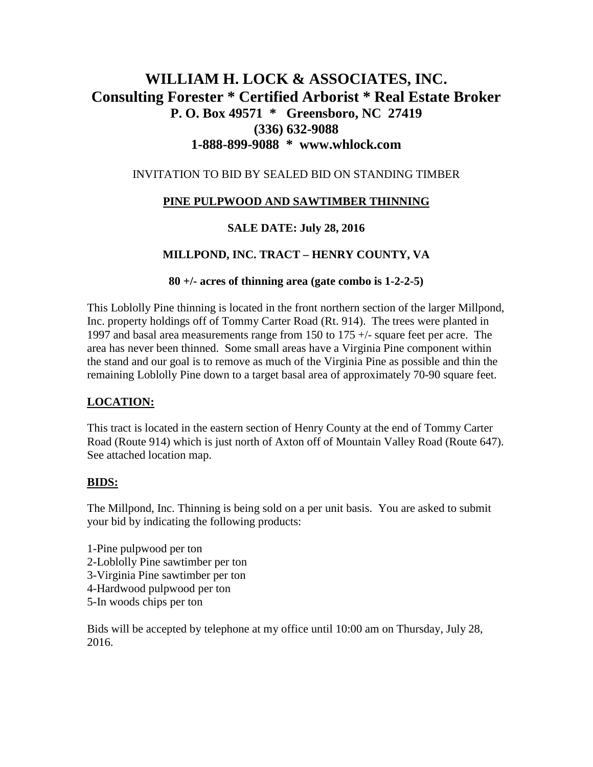# WILLIAM H. LOCK & ASSOCIATES, INC.
## Consulting Forester * Certified Arborist * Real Estate Broker
### P. O. Box 49571 * Greensboro, NC 27419
### (336) 632-9088
### 1-888-899-9088 * www.whlock.com

INVITATION TO BID BY SEALED BID ON STANDING TIMBER

**PINE PULPWOOD AND SAWTIMBER THINNING**

**SALE DATE: July 28, 2016**

**MILLPOND, INC. TRACT – HENRY COUNTY, VA**

**80 +/- acres of thinning area (gate combo is 1-2-2-5)**

This Loblolly Pine thinning is located in the front northern section of the larger Millpond, Inc. property holdings off of Tommy Carter Road (Rt. 914). The trees were planted in 1997 and basal area measurements range from 150 to 175 +/- square feet per acre. The area has never been thinned. Some small areas have a Virginia Pine component within the stand and our goal is to remove as much of the Virginia Pine as possible and thin the remaining Loblolly Pine down to a target basal area of approximately 70-90 square feet.

## LOCATION:

This tract is located in the eastern section of Henry County at the end of Tommy Carter Road (Route 914) which is just north of Axton off of Mountain Valley Road (Route 647). See attached location map.

## BIDS:

The Millpond, Inc. Thinning is being sold on a per unit basis. You are asked to submit your bid by indicating the following products:

1-Pine pulpwood per ton
2-Loblolly Pine sawtimber per ton
3-Virginia Pine sawtimber per ton
4-Hardwood pulpwood per ton
5-In woods chips per ton

Bids will be accepted by telephone at my office until 10:00 am on Thursday, July 28, 2016.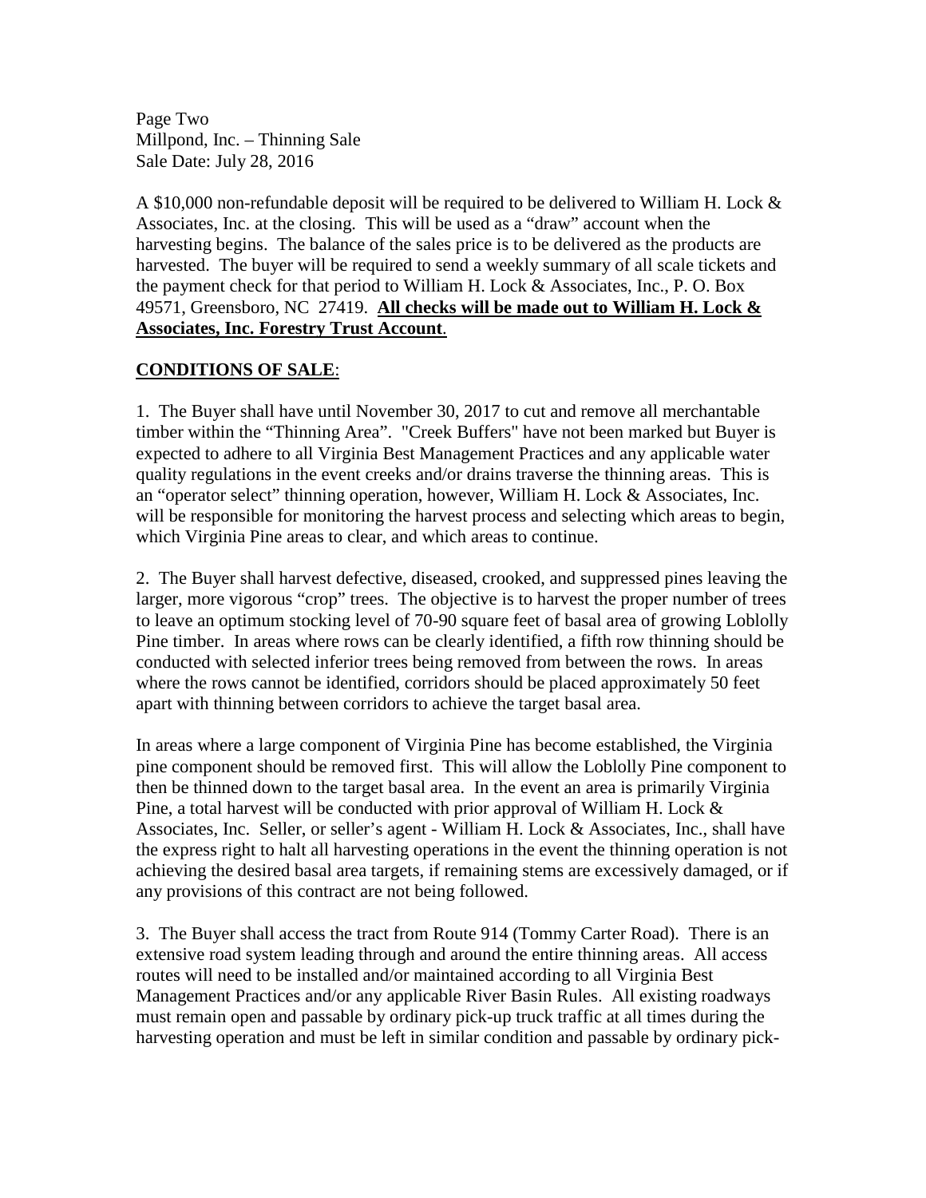A $10,000 non-refundable deposit will be required to be delivered to William H. Lock & Associates, Inc. at the closing. This will be used as a "draw" account when the harvesting begins. The balance of the sales price is to be delivered as the products are harvested. The buyer will be required to send a weekly summary of all scale tickets and the payment check for that period to William H. Lock & Associates, Inc., P. O. Box 49571, Greensboro, NC 27419. **<u>All checks will be made out to William H. Lock & Associates, Inc. Forestry Trust Account</u>**.

**<u>CONDITIONS OF SALE</u>**:

1. The Buyer shall have until November 30, 2017 to cut and remove all merchantable timber within the "Thinning Area". "Creek Buffers" have not been marked but Buyer is expected to adhere to all Virginia Best Management Practices and any applicable water quality regulations in the event creeks and/or drains traverse the thinning areas. This is an "operator select" thinning operation, however, William H. Lock & Associates, Inc. will be responsible for monitoring the harvest process and selecting which areas to begin, which Virginia Pine areas to clear, and which areas to continue.

2. The Buyer shall harvest defective, diseased, crooked, and suppressed pines leaving the larger, more vigorous "crop" trees. The objective is to harvest the proper number of trees to leave an optimum stocking level of 70-90 square feet of basal area of growing Loblolly Pine timber. In areas where rows can be clearly identified, a fifth row thinning should be conducted with selected inferior trees being removed from between the rows. In areas where the rows cannot be identified, corridors should be placed approximately 50 feet apart with thinning between corridors to achieve the target basal area.

In areas where a large component of Virginia Pine has become established, the Virginia pine component should be removed first. This will allow the Loblolly Pine component to then be thinned down to the target basal area. In the event an area is primarily Virginia Pine, a total harvest will be conducted with prior approval of William H. Lock & Associates, Inc. Seller, or seller's agent - William H. Lock & Associates, Inc., shall have the express right to halt all harvesting operations in the event the thinning operation is not achieving the desired basal area targets, if remaining stems are excessively damaged, or if any provisions of this contract are not being followed.

3. The Buyer shall access the tract from Route 914 (Tommy Carter Road). There is an extensive road system leading through and around the entire thinning areas. All access routes will need to be installed and/or maintained according to all Virginia Best Management Practices and/or any applicable River Basin Rules. All existing roadways must remain open and passable by ordinary pick-up truck traffic at all times during the harvesting operation and must be left in similar condition and passable by ordinary pick-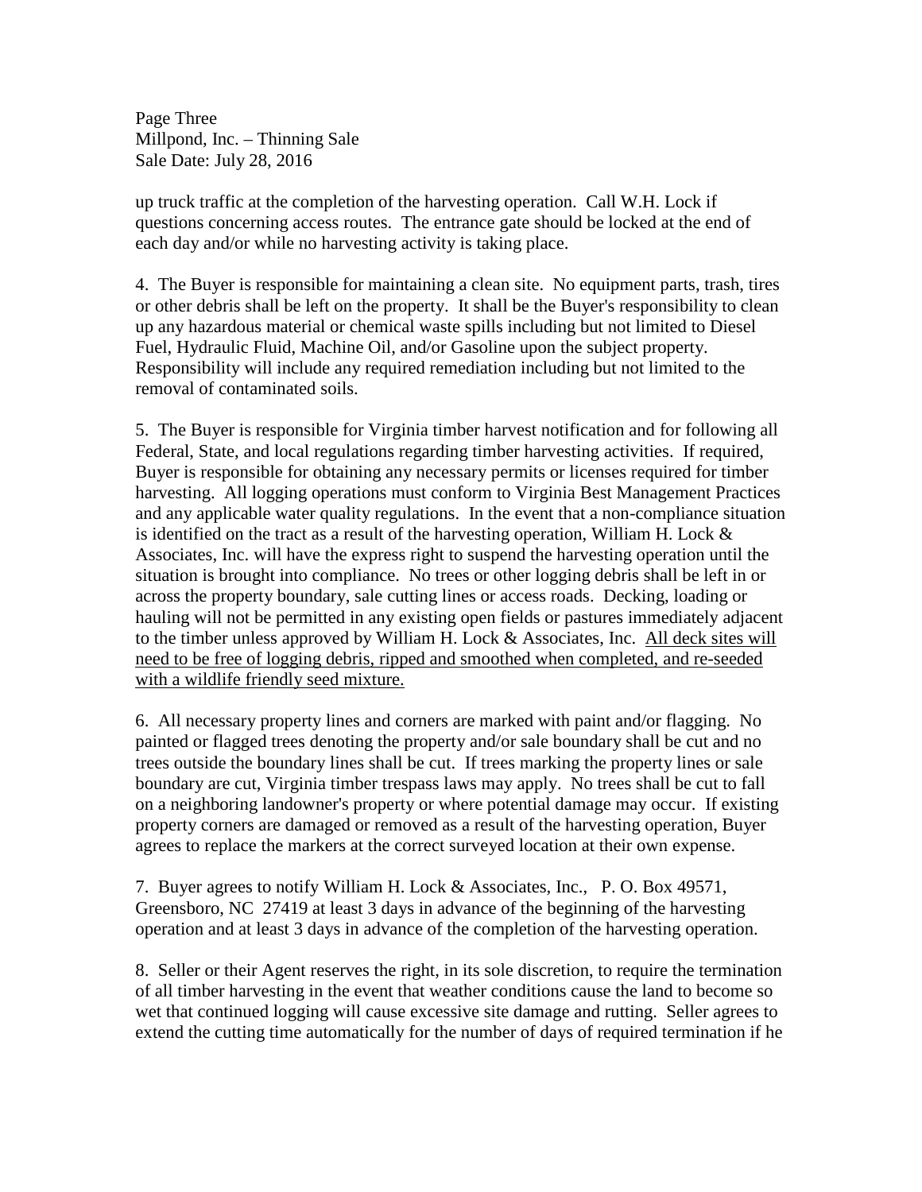up truck traffic at the completion of the harvesting operation. Call W.H. Lock if questions concerning access routes. The entrance gate should be locked at the end of each day and/or while no harvesting activity is taking place.

4. The Buyer is responsible for maintaining a clean site. No equipment parts, trash, tires or other debris shall be left on the property. It shall be the Buyer's responsibility to clean up any hazardous material or chemical waste spills including but not limited to Diesel Fuel, Hydraulic Fluid, Machine Oil, and/or Gasoline upon the subject property. Responsibility will include any required remediation including but not limited to the removal of contaminated soils.

5. The Buyer is responsible for Virginia timber harvest notification and for following all Federal, State, and local regulations regarding timber harvesting activities. If required, Buyer is responsible for obtaining any necessary permits or licenses required for timber harvesting. All logging operations must conform to Virginia Best Management Practices and any applicable water quality regulations. In the event that a non-compliance situation is identified on the tract as a result of the harvesting operation, William H. Lock & Associates, Inc. will have the express right to suspend the harvesting operation until the situation is brought into compliance. No trees or other logging debris shall be left in or across the property boundary, sale cutting lines or access roads. Decking, loading or hauling will not be permitted in any existing open fields or pastures immediately adjacent to the timber unless approved by William H. Lock & Associates, Inc. <u>All deck sites will need to be free of logging debris, ripped and smoothed when completed, and re-seeded with a wildlife friendly seed mixture.</u>

6. All necessary property lines and corners are marked with paint and/or flagging. No painted or flagged trees denoting the property and/or sale boundary shall be cut and no trees outside the boundary lines shall be cut. If trees marking the property lines or sale boundary are cut, Virginia timber trespass laws may apply. No trees shall be cut to fall on a neighboring landowner's property or where potential damage may occur. If existing property corners are damaged or removed as a result of the harvesting operation, Buyer agrees to replace the markers at the correct surveyed location at their own expense.

7. Buyer agrees to notify William H. Lock & Associates, Inc., P. O. Box 49571, Greensboro, NC 27419 at least 3 days in advance of the beginning of the harvesting operation and at least 3 days in advance of the completion of the harvesting operation.

8. Seller or their Agent reserves the right, in its sole discretion, to require the termination of all timber harvesting in the event that weather conditions cause the land to become so wet that continued logging will cause excessive site damage and rutting. Seller agrees to extend the cutting time automatically for the number of days of required termination if he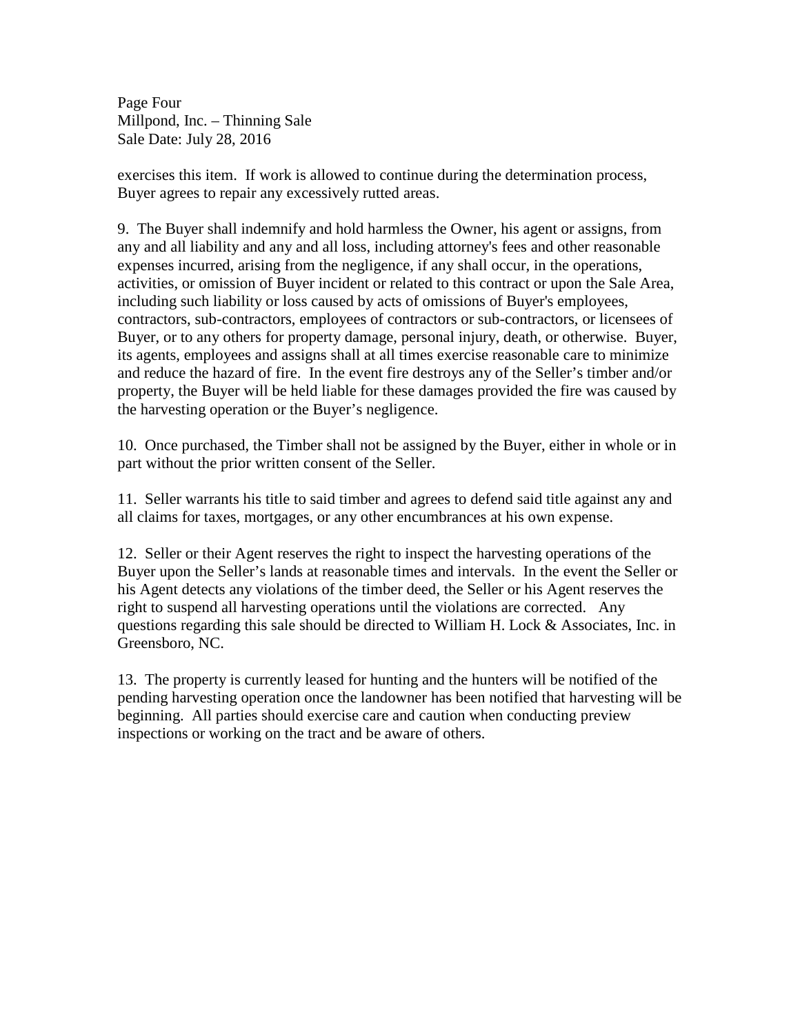exercises this item. If work is allowed to continue during the determination process, Buyer agrees to repair any excessively rutted areas.

9. The Buyer shall indemnify and hold harmless the Owner, his agent or assigns, from any and all liability and any and all loss, including attorney's fees and other reasonable expenses incurred, arising from the negligence, if any shall occur, in the operations, activities, or omission of Buyer incident or related to this contract or upon the Sale Area, including such liability or loss caused by acts of omissions of Buyer's employees, contractors, sub-contractors, employees of contractors or sub-contractors, or licensees of Buyer, or to any others for property damage, personal injury, death, or otherwise. Buyer, its agents, employees and assigns shall at all times exercise reasonable care to minimize and reduce the hazard of fire. In the event fire destroys any of the Seller's timber and/or property, the Buyer will be held liable for these damages provided the fire was caused by the harvesting operation or the Buyer's negligence.

10. Once purchased, the Timber shall not be assigned by the Buyer, either in whole or in part without the prior written consent of the Seller.

11. Seller warrants his title to said timber and agrees to defend said title against any and all claims for taxes, mortgages, or any other encumbrances at his own expense.

12. Seller or their Agent reserves the right to inspect the harvesting operations of the Buyer upon the Seller's lands at reasonable times and intervals. In the event the Seller or his Agent detects any violations of the timber deed, the Seller or his Agent reserves the right to suspend all harvesting operations until the violations are corrected. Any questions regarding this sale should be directed to William H. Lock & Associates, Inc. in Greensboro, NC.

13. The property is currently leased for hunting and the hunters will be notified of the pending harvesting operation once the landowner has been notified that harvesting will be beginning. All parties should exercise care and caution when conducting preview inspections or working on the tract and be aware of others.